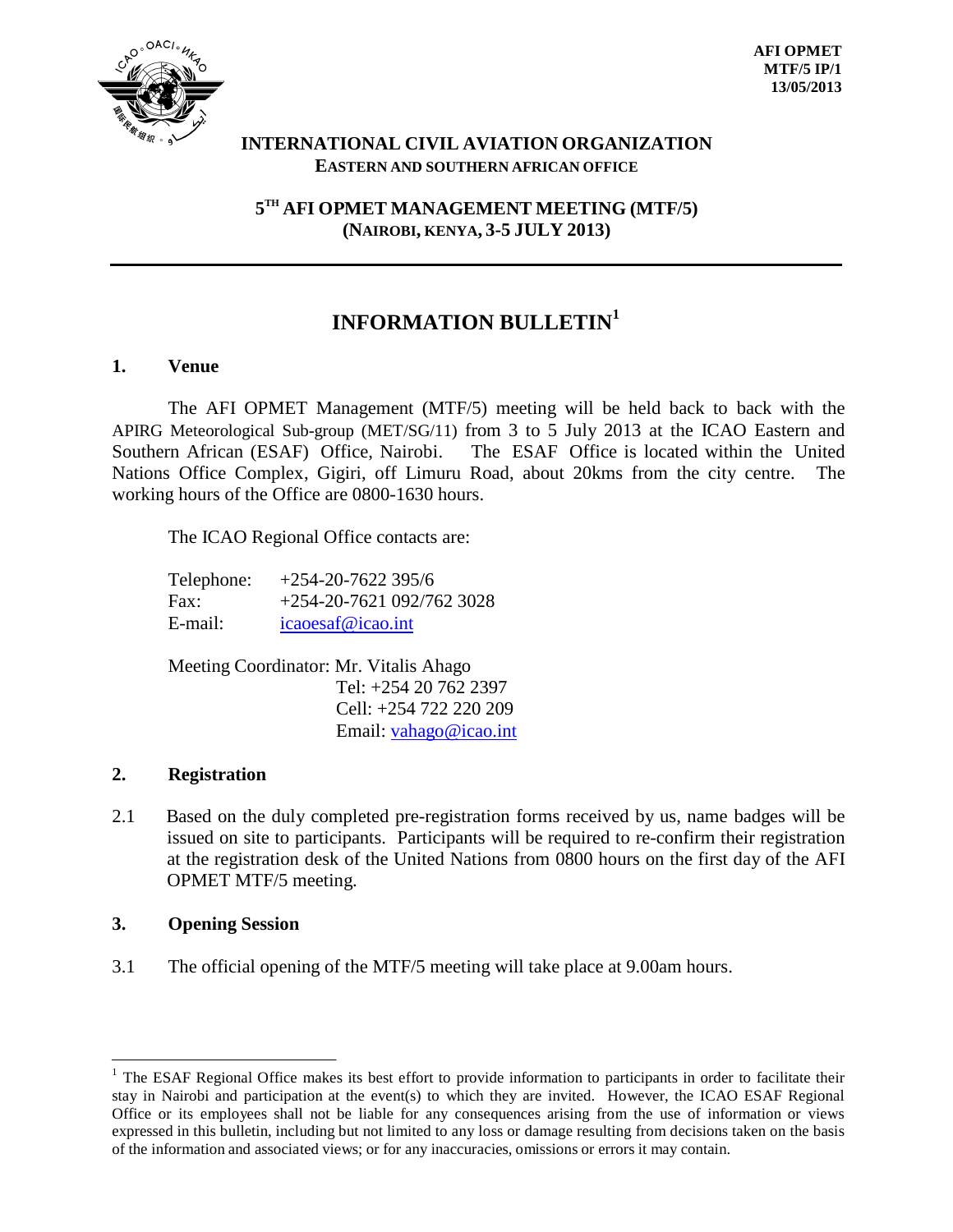AFI OPMET
MTF/5 IP/1
13/05/2013

**INTERNATIONAL CIVIL AVIATION ORGANIZATION**
**EASTERN AND SOUTHERN AFRICAN OFFICE**

**5TH AFI OPMET MANAGEMENT MEETING (MTF/5)**
**(NAIROBI, KENYA, 3-5 JULY 2013)**

---

# INFORMATION BULLETIN[1]

## 1. Venue

The AFI OPMET Management (MTF/5) meeting will be held back to back with the APIRG Meteorological Sub-group (MET/SG/11) from 3 to 5 July 2013 at the ICAO Eastern and Southern African (ESAF) Office, Nairobi. The ESAF Office is located within the United Nations Office Complex, Gigiri, off Limuru Road, about 20kms from the city centre. The working hours of the Office are 0800-1630 hours.

The ICAO Regional Office contacts are:

Telephone: +254-20-7622 395/6
Fax: +254-20-7621 092/762 3028
E-mail: icaoesaf@icao.int

Meeting Coordinator: Mr. Vitalis Ahago
Tel: +254 20 762 2397
Cell: +254 722 220 209
Email: vahago@icao.int

## 2. Registration

2.1 Based on the duly completed pre-registration forms received by us, name badges will be issued on site to participants. Participants will be required to re-confirm their registration at the registration desk of the United Nations from 0800 hours on the first day of the AFI OPMET MTF/5 meeting.

## 3. Opening Session

3.1 The official opening of the MTF/5 meeting will take place at 9.00am hours.

---

[1] The ESAF Regional Office makes its best effort to provide information to participants in order to facilitate their stay in Nairobi and participation at the event(s) to which they are invited. However, the ICAO ESAF Regional Office or its employees shall not be liable for any consequences arising from the use of information or views expressed in this bulletin, including but not limited to any loss or damage resulting from decisions taken on the basis of the information and associated views; or for any inaccuracies, omissions or errors it may contain.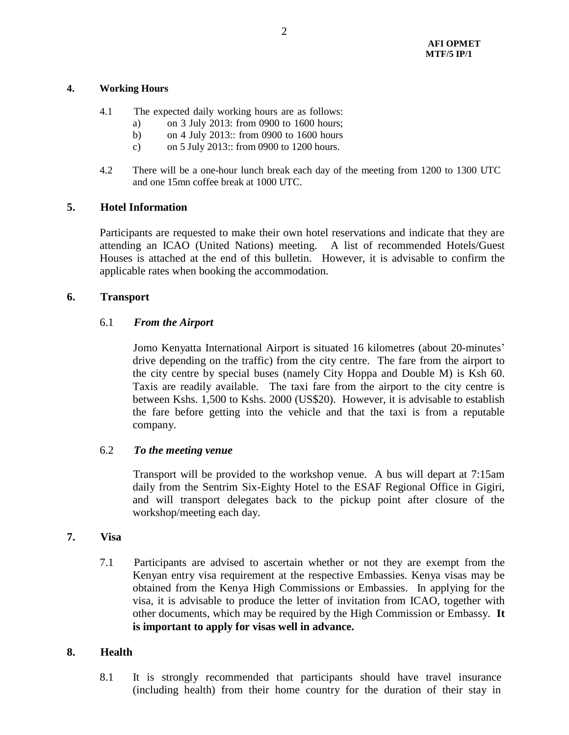## 4. Working Hours

4.1 The expected daily working hours are as follows:

a) on 3 July 2013: from 0900 to 1600 hours;
b) on 4 July 2013:: from 0900 to 1600 hours
c) on 5 July 2013:: from 0900 to 1200 hours.

4.2 There will be a one-hour lunch break each day of the meeting from 1200 to 1300 UTC and one 15mn coffee break at 1000 UTC.

## 5. Hotel Information

Participants are requested to make their own hotel reservations and indicate that they are attending an ICAO (United Nations) meeting. A list of recommended Hotels/Guest Houses is attached at the end of this bulletin. However, it is advisable to confirm the applicable rates when booking the accommodation.

## 6. Transport

### 6.1 *From the Airport*

Jomo Kenyatta International Airport is situated 16 kilometres (about 20-minutes' drive depending on the traffic) from the city centre. The fare from the airport to the city centre by special buses (namely City Hoppa and Double M) is Ksh 60. Taxis are readily available. The taxi fare from the airport to the city centre is between Kshs. 1,500 to Kshs. 2000 (US$20). However, it is advisable to establish the fare before getting into the vehicle and that the taxi is from a reputable company.

### 6.2 *To the meeting venue*

Transport will be provided to the workshop venue. A bus will depart at 7:15am daily from the Sentrim Six-Eighty Hotel to the ESAF Regional Office in Gigiri, and will transport delegates back to the pickup point after closure of the workshop/meeting each day.

## 7. Visa

7.1 Participants are advised to ascertain whether or not they are exempt from the Kenyan entry visa requirement at the respective Embassies. Kenya visas may be obtained from the Kenya High Commissions or Embassies. In applying for the visa, it is advisable to produce the letter of invitation from ICAO, together with other documents, which may be required by the High Commission or Embassy. **It is important to apply for visas well in advance.**

## 8. Health

8.1 It is strongly recommended that participants should have travel insurance (including health) from their home country for the duration of their stay in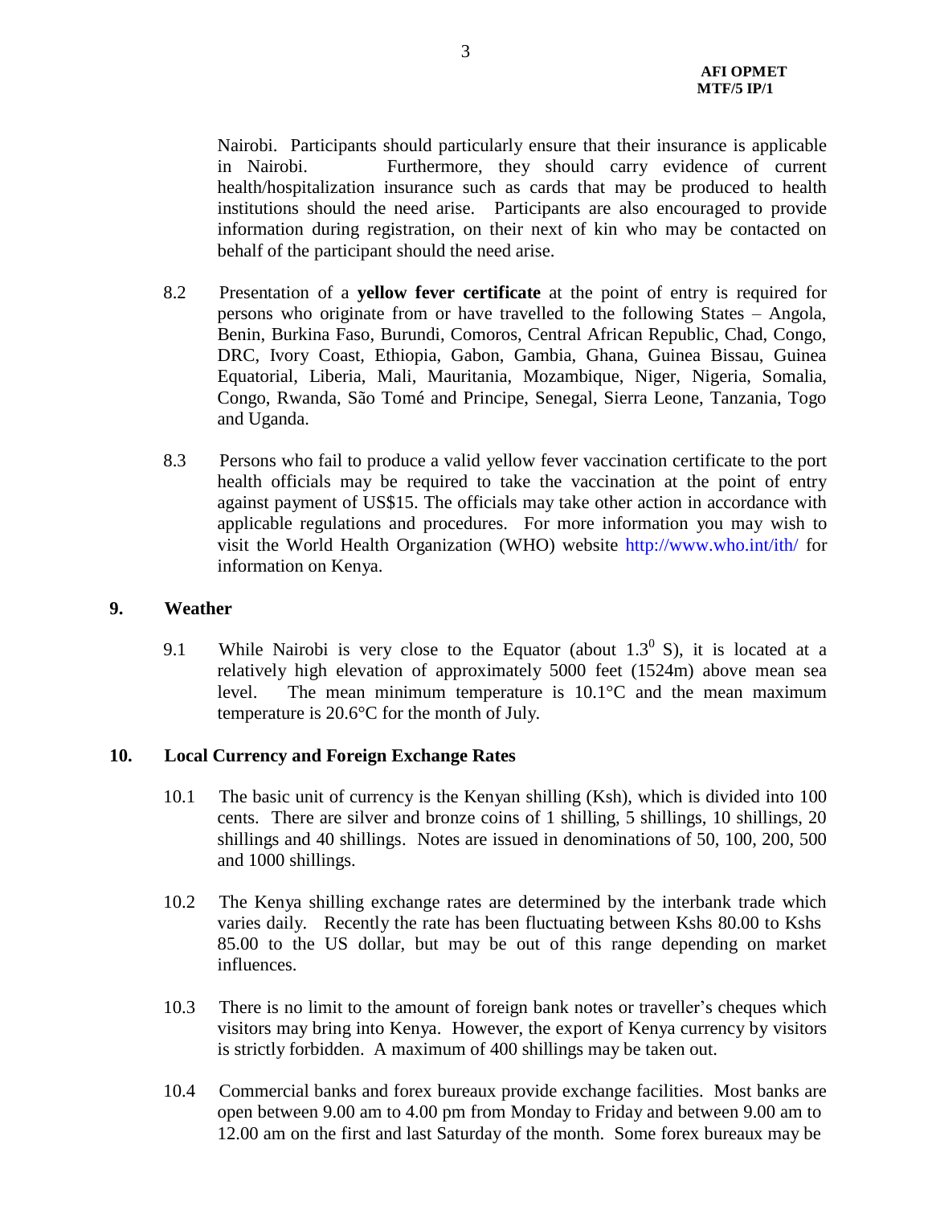Nairobi. Participants should particularly ensure that their insurance is applicable in Nairobi. Furthermore, they should carry evidence of current health/hospitalization insurance such as cards that may be produced to health institutions should the need arise. Participants are also encouraged to provide information during registration, on their next of kin who may be contacted on behalf of the participant should the need arise.

8.2 Presentation of a **yellow fever certificate** at the point of entry is required for persons who originate from or have travelled to the following States – Angola, Benin, Burkina Faso, Burundi, Comoros, Central African Republic, Chad, Congo, DRC, Ivory Coast, Ethiopia, Gabon, Gambia, Ghana, Guinea Bissau, Guinea Equatorial, Liberia, Mali, Mauritania, Mozambique, Niger, Nigeria, Somalia, Congo, Rwanda, São Tomé and Principe, Senegal, Sierra Leone, Tanzania, Togo and Uganda.

8.3 Persons who fail to produce a valid yellow fever vaccination certificate to the port health officials may be required to take the vaccination at the point of entry against payment of US$15. The officials may take other action in accordance with applicable regulations and procedures. For more information you may wish to visit the World Health Organization (WHO) website http://www.who.int/ith/ for information on Kenya.

## 9. Weather

9.1 While Nairobi is very close to the Equator (about $1.3^0$ S), it is located at a relatively high elevation of approximately 5000 feet (1524m) above mean sea level. The mean minimum temperature is 10.1°C and the mean maximum temperature is 20.6°C for the month of July.

## 10. Local Currency and Foreign Exchange Rates

10.1 The basic unit of currency is the Kenyan shilling (Ksh), which is divided into 100 cents. There are silver and bronze coins of 1 shilling, 5 shillings, 10 shillings, 20 shillings and 40 shillings. Notes are issued in denominations of 50, 100, 200, 500 and 1000 shillings.

10.2 The Kenya shilling exchange rates are determined by the interbank trade which varies daily. Recently the rate has been fluctuating between Kshs 80.00 to Kshs 85.00 to the US dollar, but may be out of this range depending on market influences.

10.3 There is no limit to the amount of foreign bank notes or traveller's cheques which visitors may bring into Kenya. However, the export of Kenya currency by visitors is strictly forbidden. A maximum of 400 shillings may be taken out.

10.4 Commercial banks and forex bureaux provide exchange facilities. Most banks are open between 9.00 am to 4.00 pm from Monday to Friday and between 9.00 am to 12.00 am on the first and last Saturday of the month. Some forex bureaux may be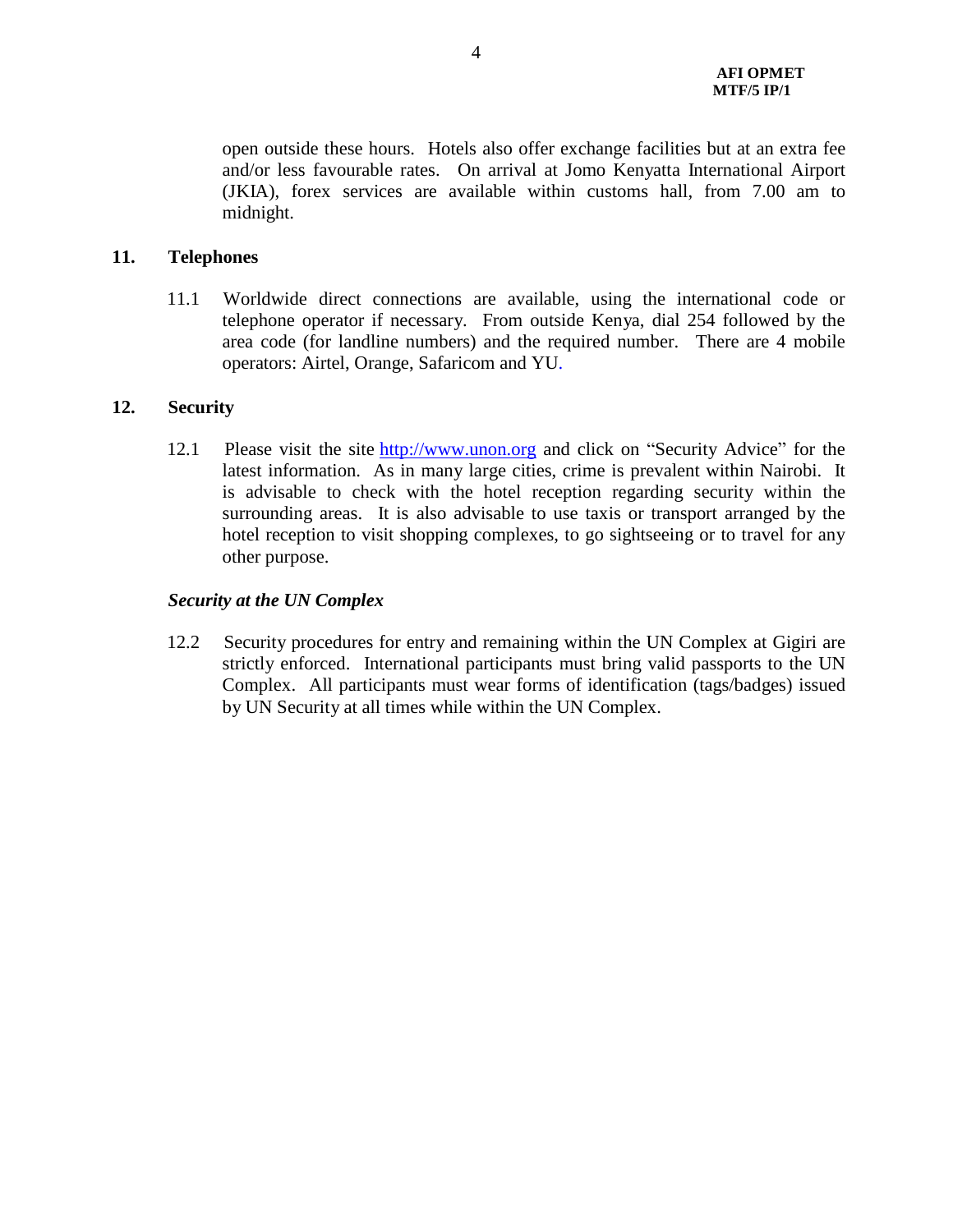open outside these hours. Hotels also offer exchange facilities but at an extra fee and/or less favourable rates. On arrival at Jomo Kenyatta International Airport (JKIA), forex services are available within customs hall, from 7.00 am to midnight.

## 11. Telephones

11.1 Worldwide direct connections are available, using the international code or telephone operator if necessary. From outside Kenya, dial 254 followed by the area code (for landline numbers) and the required number. There are 4 mobile operators: Airtel, Orange, Safaricom and YU.

## 12. Security

12.1 Please visit the site [http://www.unon.org](http://www.unon.org) and click on "Security Advice" for the latest information. As in many large cities, crime is prevalent within Nairobi. It is advisable to check with the hotel reception regarding security within the surrounding areas. It is also advisable to use taxis or transport arranged by the hotel reception to visit shopping complexes, to go sightseeing or to travel for any other purpose.

***Security at the UN Complex***

12.2 Security procedures for entry and remaining within the UN Complex at Gigiri are strictly enforced. International participants must bring valid passports to the UN Complex. All participants must wear forms of identification (tags/badges) issued by UN Security at all times while within the UN Complex.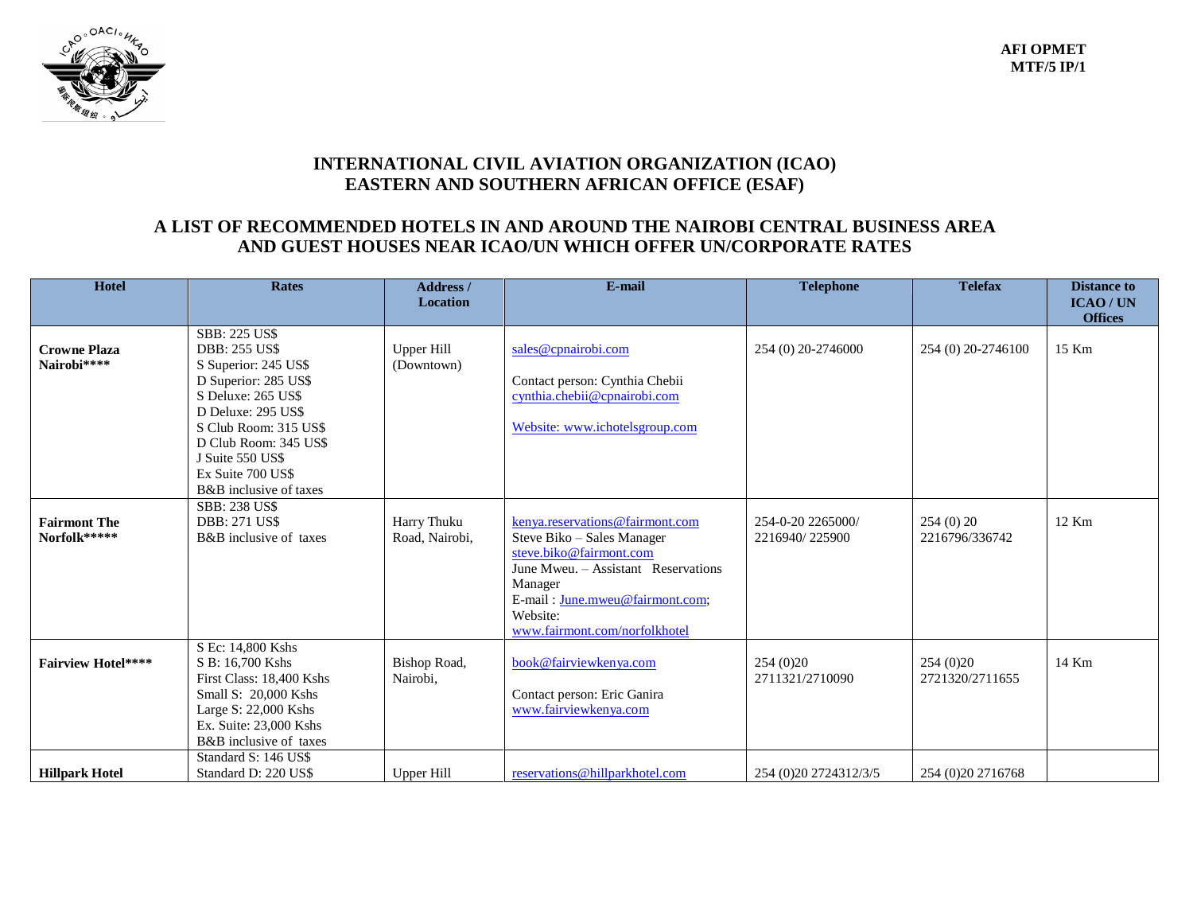AFI OPMET
MTF/5 IP/1

# INTERNATIONAL CIVIL AVIATION ORGANIZATION (ICAO)
# EASTERN AND SOUTHERN AFRICAN OFFICE (ESAF)

## A LIST OF RECOMMENDED HOTELS IN AND AROUND THE NAIROBI CENTRAL BUSINESS AREA AND GUEST HOUSES NEAR ICAO/UN WHICH OFFER UN/CORPORATE RATES

| Hotel | Rates | Address / Location | E-mail | Telephone | Telefax | Distance to ICAO / UN Offices |
|---|---|---|---|---|---|---|
| **Crowne Plaza Nairobi\*\*\*\*** | SBB: 225 US$<br>DBB: 255 US$<br>S Superior: 245 US$<br>D Superior: 285 US$<br>S Deluxe: 265 US$<br>D Deluxe: 295 US$<br>S Club Room: 315 US$<br>D Club Room: 345 US$<br>J Suite 550 US$<br>Ex Suite 700 US$<br>B&B inclusive of taxes | Upper Hill (Downtown) | sales@cpnairobi.com<br><br>Contact person: Cynthia Chebii<br>cynthia.chebii@cpnairobi.com<br><br>Website: www.ichotelsgroup.com | 254 (0) 20-2746000 | 254 (0) 20-2746100 | 15 Km |
| **Fairmont The Norfolk\*\*\*\*\*** | SBB: 238 US$<br>DBB: 271 US$<br>B&B inclusive of taxes | Harry Thuku Road, Nairobi, | kenya.reservations@fairmont.com<br>Steve Biko – Sales Manager<br>steve.biko@fairmont.com<br>June Mweu. – Assistant Reservations Manager<br>E-mail : June.mweu@fairmont.com;<br>Website:<br>www.fairmont.com/norfolkhotel | 254-0-20 2265000/ 2216940/ 225900 | 254 (0) 20 2216796/336742 | 12 Km |
| **Fairview Hotel\*\*\*\*** | S Ec: 14,800 Kshs<br>S B: 16,700 Kshs<br>First Class: 18,400 Kshs<br>Small S: 20,000 Kshs<br>Large S: 22,000 Kshs<br>Ex. Suite: 23,000 Kshs<br>B&B inclusive of taxes | Bishop Road, Nairobi, | book@fairviewkenya.com<br><br>Contact person: Eric Ganira<br>www.fairviewkenya.com | 254 (0)20 2711321/2710090 | 254 (0)20 2721320/2711655 | 14 Km |
| **Hillpark Hotel** | Standard S: 146 US$<br>Standard D: 220 US$ | Upper Hill | reservations@hillparkhotel.com | 254 (0)20 2724312/3/5 | 254 (0)20 2716768 | |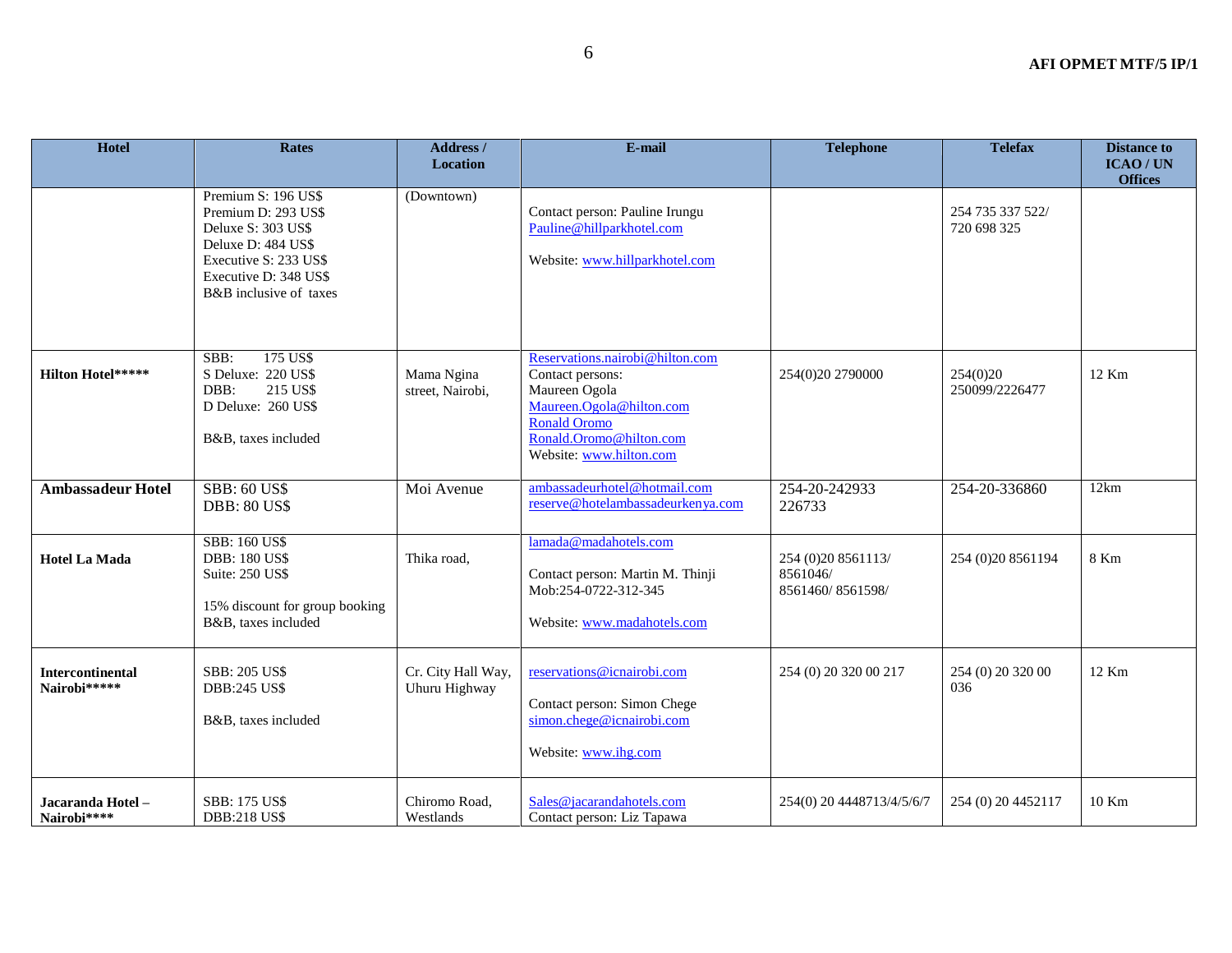| Hotel | Rates | Address / Location | E-mail | Telephone | Telefax | Distance to ICAO / UN Offices |
|---|---|---|---|---|---|---|
| | Premium S: 196 US$<br>Premium D: 293 US$<br>Deluxe S: 303 US$<br>Deluxe D: 484 US$<br>Executive S: 233 US$<br>Executive D: 348 US$<br>B&B inclusive of taxes | (Downtown) | Contact person: Pauline Irungu<br>Pauline@hillparkhotel.com<br><br>Website: www.hillparkhotel.com | | 254 735 337 522/<br>720 698 325 | |
| **Hilton Hotel*** ** | SBB: 175 US$<br>S Deluxe: 220 US$<br>DBB: 215 US$<br>D Deluxe: 260 US$<br><br>B&B, taxes included | Mama Ngina street, Nairobi, | Reservations.nairobi@hilton.com<br>Contact persons:<br>Maureen Ogola<br>Maureen.Ogola@hilton.com<br>Ronald Oromo<br>Ronald.Oromo@hilton.com<br>Website: www.hilton.com | 254(0)20 2790000 | 254(0)20 250099/2226477 | 12 Km |
| **Ambassadeur Hotel** | SBB: 60 US$<br>DBB: 80 US$ | Moi Avenue | ambassadeurhotel@hotmail.com<br>reserve@hotelambassadeurkenya.com | 254-20-242933<br>226733 | 254-20-336860 | 12km |
| **Hotel La Mada** | SBB: 160 US$<br>DBB: 180 US$<br>Suite: 250 US$<br><br>15% discount for group booking<br>B&B, taxes included | Thika road, | lamada@madahotels.com<br><br>Contact person: Martin M. Thinji<br>Mob:254-0722-312-345<br><br>Website: www.madahotels.com | 254 (0)20 8561113/<br>8561046/<br>8561460/ 8561598/ | 254 (0)20 8561194 | 8 Km |
| **Intercontinental Nairobi*** ** | SBB: 205 US$<br>DBB:245 US$<br><br>B&B, taxes included | Cr. City Hall Way, Uhuru Highway | reservations@icnairobi.com<br><br>Contact person: Simon Chege<br>simon.chege@icnairobi.com<br><br>Website: www.ihg.com | 254 (0) 20 320 00 217 | 254 (0) 20 320 00 036 | 12 Km |
| **Jacaranda Hotel – Nairobi**** ** | SBB: 175 US$<br>DBB:218 US$ | Chiromo Road, Westlands | Sales@jacarandahotels.com<br>Contact person: Liz Tapawa | 254(0) 20 4448713/4/5/6/7 | 254 (0) 20 4452117 | 10 Km |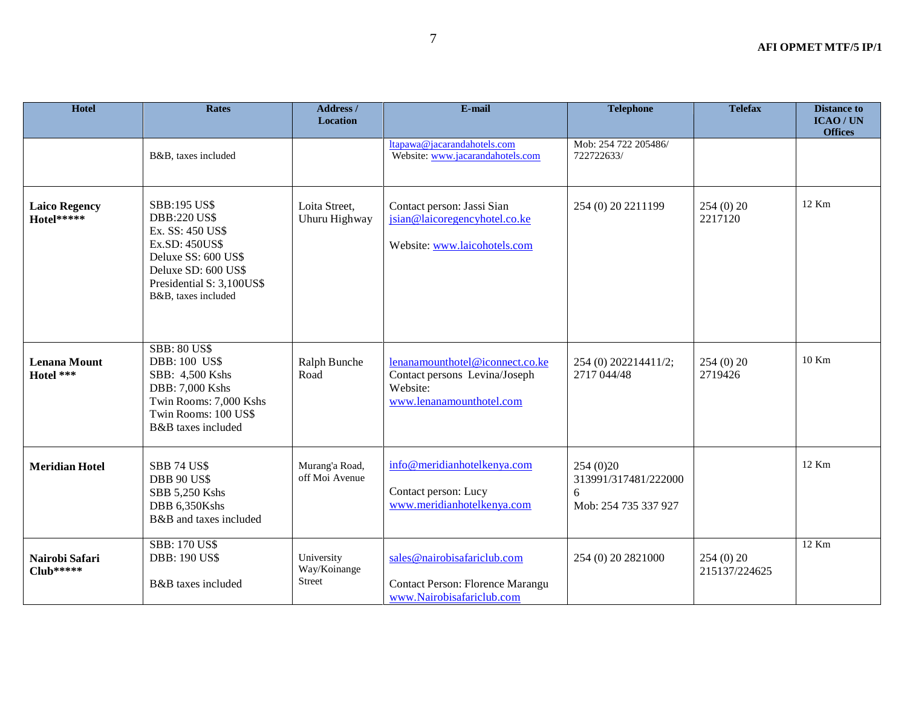| Hotel | Rates | Address / Location | E-mail | Telephone | Telefax | Distance to ICAO / UN Offices |
|---|---|---|---|---|---|---|
| | B&B, taxes included | | ltapawa@jacarandahotels.com Website: www.jacarandahotels.com | Mob: 254 722 205486/ 722722633/ | | |
| **Laico Regency Hotel*** | SBB:195 US$<br>DBB:220 US$<br>Ex. SS: 450 US$<br>Ex.SD: 450US$<br>Deluxe SS: 600 US$<br>Deluxe SD: 600 US$<br>Presidential S: 3,100US$<br>B&B, taxes included | Loita Street, Uhuru Highway | Contact person: Jassi Sian<br>jsian@laicoregencyhotel.co.ke<br><br>Website: www.laicohotels.com | 254 (0) 20 2211199 | 254 (0) 20 2217120 | 12 Km |
| **Lenana Mount Hotel *** | SBB: 80 US$<br>DBB: 100 US$<br>SBB: 4,500 Kshs<br>DBB: 7,000 Kshs<br>Twin Rooms: 7,000 Kshs<br>Twin Rooms: 100 US$<br>B&B taxes included | Ralph Bunche Road | lenanamounthotel@iconnect.co.ke<br>Contact persons Levina/Joseph<br>Website:<br>www.lenanamounthotel.com | 254 (0) 202214411/2; 2717 044/48 | 254 (0) 20 2719426 | 10 Km |
| **Meridian Hotel** | SBB 74 US$<br>DBB 90 US$<br>SBB 5,250 Kshs<br>DBB 6,350Kshs<br>B&B and taxes included | Murang'a Road, off Moi Avenue | info@meridianhotelkenya.com<br><br>Contact person: Lucy<br>www.meridianhotelkenya.com | 254 (0)20 313991/317481/2220006<br>Mob: 254 735 337 927 | | 12 Km |
| **Nairobi Safari Club***** | SBB: 170 US$<br>DBB: 190 US$<br><br>B&B taxes included | University Way/Koinange Street | sales@nairobisafariclub.com<br><br>Contact Person: Florence Marangu<br>www.Nairobisafariclub.com | 254 (0) 20 2821000 | 254 (0) 20 215137/224625 | 12 Km |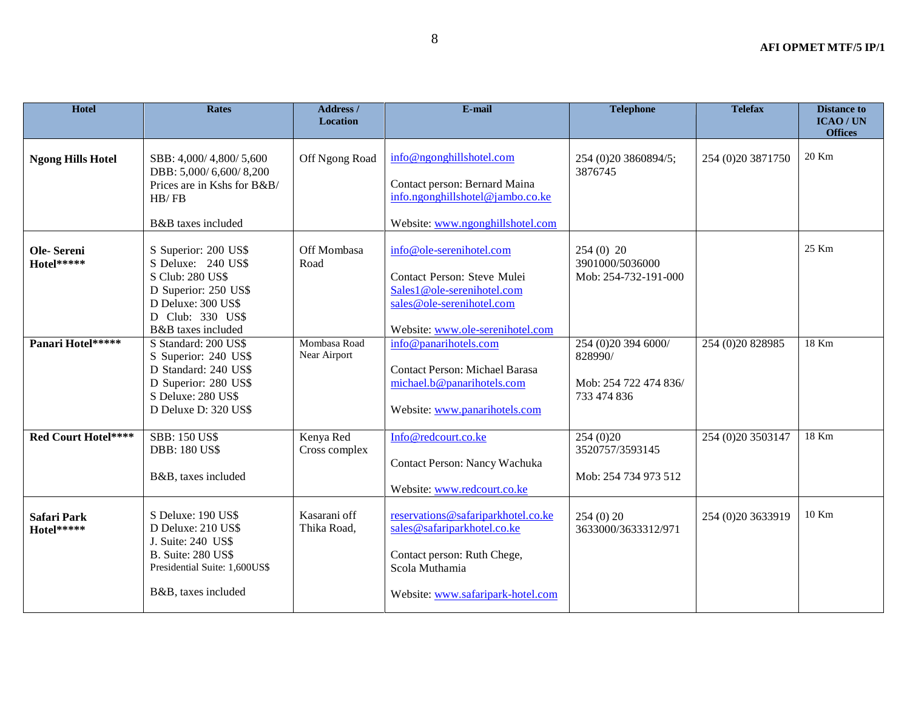| Hotel | Rates | Address / Location | E-mail | Telephone | Telefax | Distance to ICAO / UN Offices |
|---|---|---|---|---|---|---|
| **Ngong Hills Hotel** | SBB: 4,000/ 4,800/ 5,600<br>DBB: 5,000/ 6,600/ 8,200<br>Prices are in Kshs for B&B/ HB/ FB<br><br>B&B taxes included | Off Ngong Road | info@ngonghillshotel.com<br><br>Contact person: Bernard Maina<br>info.ngonghillshotel@jambo.co.ke<br><br>Website: www.ngonghillshotel.com | 254 (0)20 3860894/5; 3876745 | 254 (0)20 3871750 | 20 Km |
| **Ole- Sereni Hotel******* | S Superior: 200 US$<br>S Deluxe: 240 US$<br>S Club: 280 US$<br>D Superior: 250 US$<br>D Deluxe: 300 US$<br>D Club: 330 US$<br>B&B taxes included | Off Mombasa Road | info@ole-serenihotel.com<br><br>Contact Person: Steve Mulei<br>Sales1@ole-serenihotel.com<br>sales@ole-serenihotel.com<br><br>Website: www.ole-serenihotel.com | 254 (0) 20 3901000/5036000<br>Mob: 254-732-191-000 | | 25 Km |
| **Panari Hotel******* | S Standard: 200 US$<br>S Superior: 240 US$<br>D Standard: 240 US$<br>D Superior: 280 US$<br>S Deluxe: 280 US$<br>D Deluxe D: 320 US$ | Mombasa Road Near Airport | info@panarihotels.com<br><br>Contact Person: Michael Barasa<br>michael.b@panarihotels.com<br><br>Website: www.panarihotels.com | 254 (0)20 394 6000/ 828990/<br><br>Mob: 254 722 474 836/ 733 474 836 | 254 (0)20 828985 | 18 Km |
| **Red Court Hotel****** | SBB: 150 US$<br>DBB: 180 US$<br><br>B&B, taxes included | Kenya Red Cross complex | Info@redcourt.co.ke<br><br>Contact Person: Nancy Wachuka<br><br>Website: www.redcourt.co.ke | 254 (0)20 3520757/3593145<br><br>Mob: 254 734 973 512 | 254 (0)20 3503147 | 18 Km |
| **Safari Park Hotel******* | S Deluxe: 190 US$<br>D Deluxe: 210 US$<br>J. Suite: 240 US$<br>B. Suite: 280 US$<br>Presidential Suite: 1,600US$<br><br>B&B, taxes included | Kasarani off Thika Road, | reservations@safariparkhotel.co.ke<br>sales@safariparkhotel.co.ke<br><br>Contact person: Ruth Chege, Scola Muthamia<br><br>Website: www.safaripark-hotel.com | 254 (0) 20 3633000/3633312/971 | 254 (0)20 3633919 | 10 Km |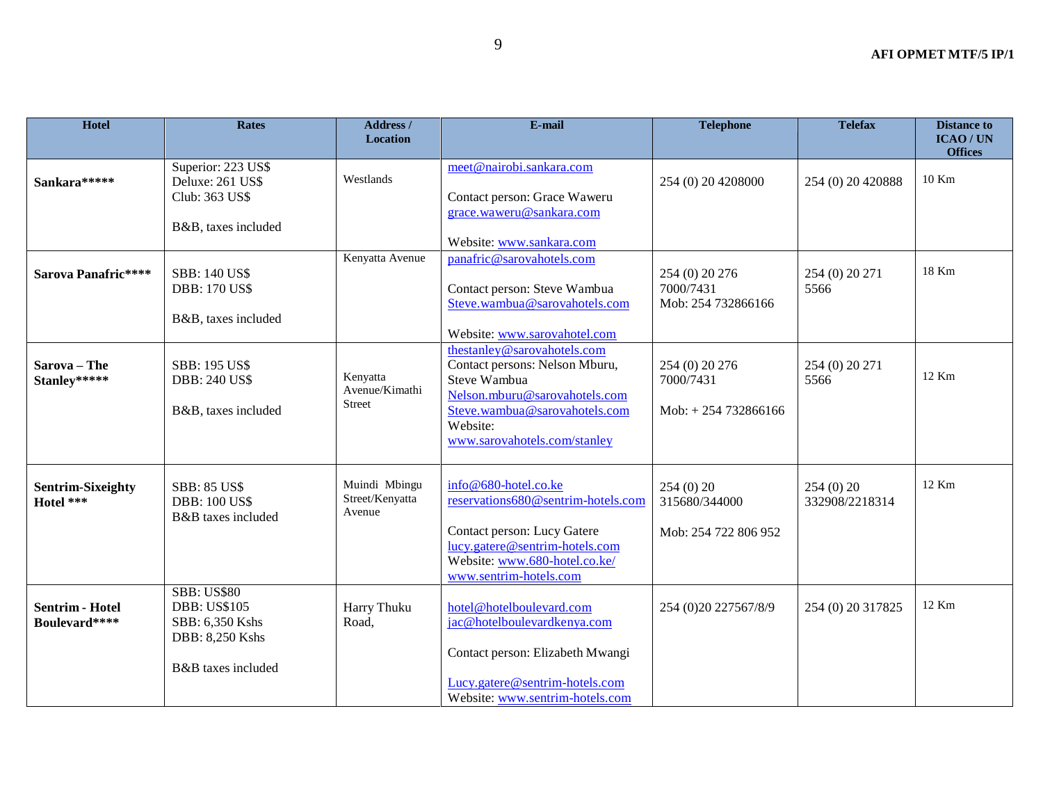| Hotel | Rates | Address / Location | E-mail | Telephone | Telefax | Distance to ICAO / UN Offices |
|---|---|---|---|---|---|---|
| **Sankara******* | Superior: 223 US$<br>Deluxe: 261 US$<br>Club: 363 US$<br><br>B&B, taxes included | Westlands | meet@nairobi.sankara.com<br><br>Contact person: Grace Waweru<br>grace.waweru@sankara.com<br><br>Website: www.sankara.com | 254 (0) 20 4208000 | 254 (0) 20 420888 | 10 Km |
| **Sarova Panafric****** | SBB: 140 US$<br>DBB: 170 US$<br><br>B&B, taxes included | Kenyatta Avenue | panafric@sarovahotels.com<br><br>Contact person: Steve Wambua<br>Steve.wambua@sarovahotels.com<br><br>Website: www.sarovahotel.com | 254 (0) 20 276 7000/7431<br>Mob: 254 732866166 | 254 (0) 20 271 5566 | 18 Km |
| **Sarova – The Stanley****** | SBB: 195 US$<br>DBB: 240 US$<br><br>B&B, taxes included | Kenyatta Avenue/Kimathi Street | thestanley@sarovahotels.com<br>Contact persons: Nelson Mburu, Steve Wambua<br>Nelson.mburu@sarovahotels.com<br>Steve.wambua@sarovahotels.com<br>Website:<br>www.sarovahotels.com/stanley | 254 (0) 20 276 7000/7431<br><br>Mob: + 254 732866166 | 254 (0) 20 271 5566 | 12 Km |
| **Sentrim-Sixeighty Hotel ***** | SBB: 85 US$<br>DBB: 100 US$<br>B&B taxes included | Muindi Mbingu Street/Kenyatta Avenue | info@680-hotel.co.ke<br>reservations680@sentrim-hotels.com<br><br>Contact person: Lucy Gatere<br>lucy.gatere@sentrim-hotels.com<br>Website: www.680-hotel.co.ke/<br>www.sentrim-hotels.com | 254 (0) 20 315680/344000<br><br>Mob: 254 722 806 952 | 254 (0) 20 332908/2218314 | 12 Km |
| **Sentrim - Hotel Boulevard****** | SBB: US$80<br>DBB: US$105<br>SBB: 6,350 Kshs<br>DBB: 8,250 Kshs<br><br>B&B taxes included | Harry Thuku Road, | hotel@hotelboulevard.com<br>jac@hotelboulevardkenya.com<br><br>Contact person: Elizabeth Mwangi<br><br>Lucy.gatere@sentrim-hotels.com<br>Website: www.sentrim-hotels.com | 254 (0)20 227567/8/9 | 254 (0) 20 317825 | 12 Km |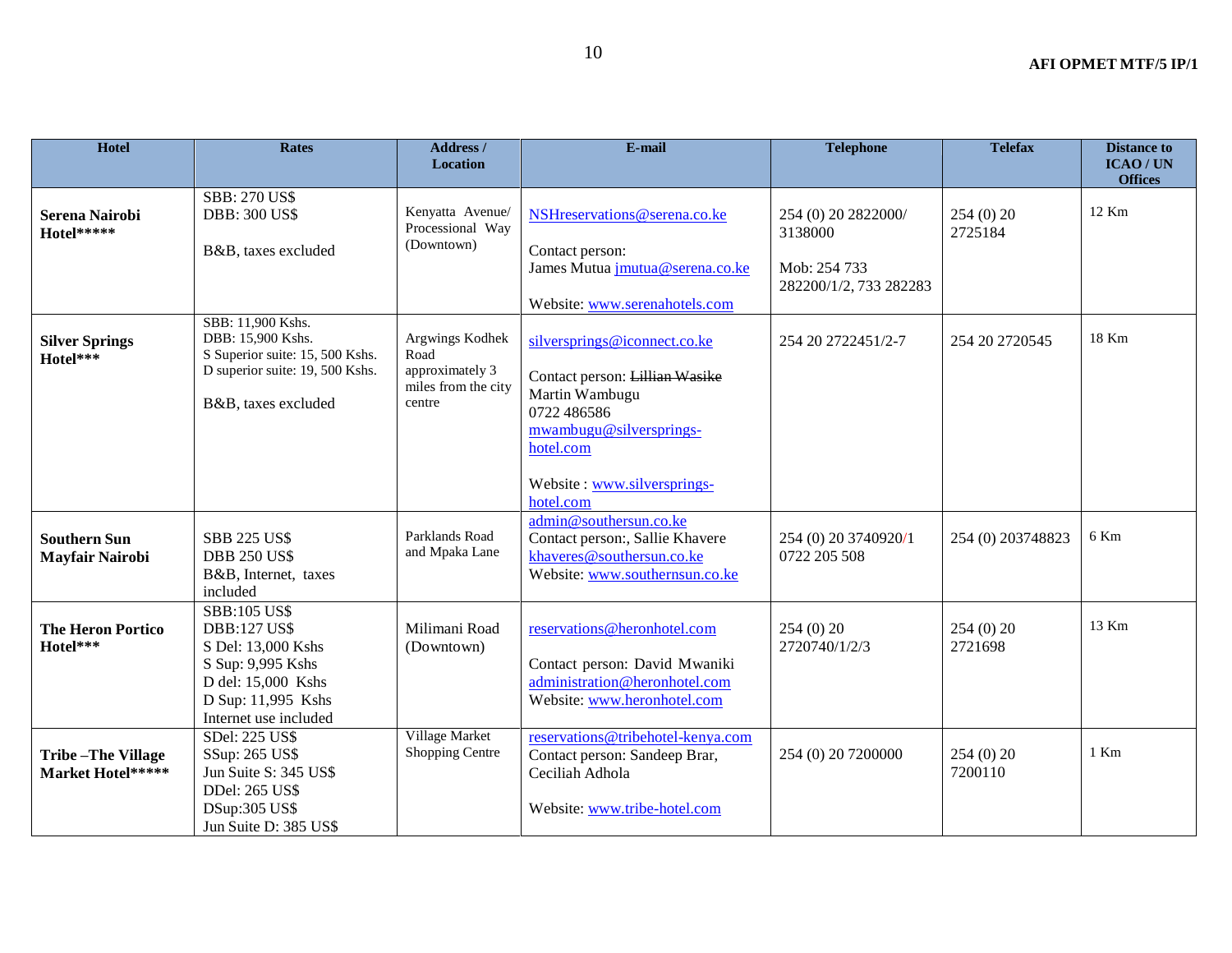| Hotel | Rates | Address / Location | E-mail | Telephone | Telefax | Distance to ICAO / UN Offices |
|---|---|---|---|---|---|---|
| **Serena Nairobi Hotel*\*\*\*\*** | SBB: 270 US$<br>DBB: 300 US$<br><br>B&B, taxes excluded | Kenyatta Avenue/ Processional Way (Downtown) | NSHreservations@serena.co.ke<br><br>Contact person:<br>James Mutua jmutua@serena.co.ke<br><br>Website: www.serenahotels.com | 254 (0) 20 2822000/ 3138000<br><br>Mob: 254 733 282200/1/2, 733 282283 | 254 (0) 20 2725184 | 12 Km |
| **Silver Springs Hotel*\*\*** | SBB: 11,900 Kshs.<br>DBB: 15,900 Kshs.<br>S Superior suite: 15, 500 Kshs.<br>D superior suite: 19, 500 Kshs.<br><br>B&B, taxes excluded | Argwings Kodhek Road approximately 3 miles from the city centre | silversprings@iconnect.co.ke<br><br>Contact person: ~~Lillian Wasike~~ Martin Wambugu<br>0722 486586<br>mwambugu@silversprings-hotel.com<br><br>Website : www.silversprings-hotel.com | 254 20 2722451/2-7 | 254 20 2720545 | 18 Km |
| **Southern Sun Mayfair Nairobi** | SBB 225 US$<br>DBB 250 US$<br>B&B, Internet, taxes included | Parklands Road and Mpaka Lane | admin@southersun.co.ke<br>Contact person:, Sallie Khavere<br>khaveres@southersun.co.ke<br>Website: www.southernsun.co.ke | 254 (0) 20 3740920/1<br>0722 205 508 | 254 (0) 203748823 | 6 Km |
| **The Heron Portico Hotel*\*\*** | SBB:105 US$<br>DBB:127 US$<br>S Del: 13,000 Kshs<br>S Sup: 9,995 Kshs<br>D del: 15,000 Kshs<br>D Sup: 11,995 Kshs<br>Internet use included | Milimani Road (Downtown) | reservations@heronhotel.com<br><br>Contact person: David Mwaniki<br>administration@heronhotel.com<br>Website: www.heronhotel.com | 254 (0) 20 2720740/1/2/3 | 254 (0) 20 2721698 | 13 Km |
| **Tribe –The Village Market Hotel*\*\*\*\*** | SDel: 225 US$<br>SSup: 265 US$<br>Jun Suite S: 345 US$<br>DDel: 265 US$<br>DSup:305 US$<br>Jun Suite D: 385 US$ | Village Market Shopping Centre | reservations@tribehotel-kenya.com<br>Contact person: Sandeep Brar, Ceciliah Adhola<br><br>Website: www.tribe-hotel.com | 254 (0) 20 7200000 | 254 (0) 20 7200110 | 1 Km |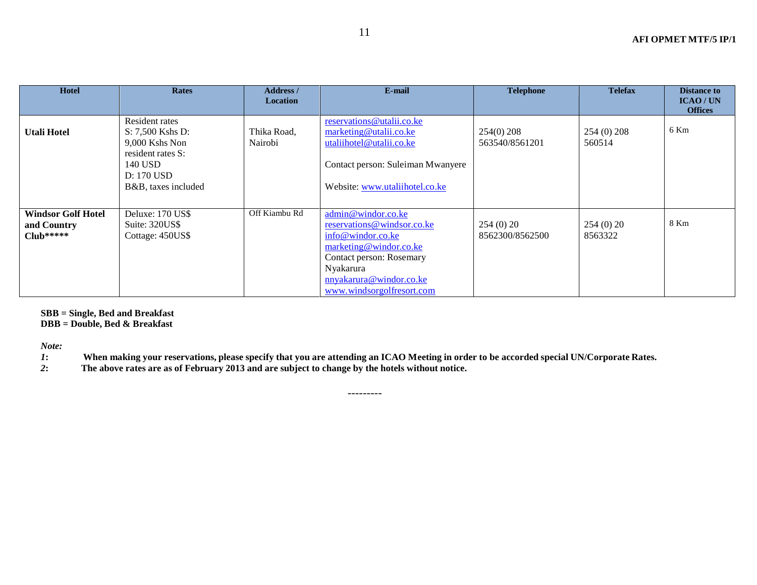| Hotel | Rates | Address / Location | E-mail | Telephone | Telefax | Distance to ICAO / UN Offices |
|---|---|---|---|---|---|---|
| **Utali Hotel** | Resident rates S: 7,500 Kshs D: 9,000 Kshs Non resident rates S: 140 USD D: 170 USD B&B, taxes included | Thika Road, Nairobi | reservations@utalii.co.ke marketing@utalii.co.ke utaliihotel@utalii.co.ke Contact person: Suleiman Mwanyere Website: www.utaliihotel.co.ke | 254(0) 208 563540/8561201 | 254 (0) 208 560514 | 6 Km |
| **Windsor Golf Hotel and Country Club*\*\*\*\*** | Deluxe: 170 US$ Suite: 320US$ Cottage: 450US$ | Off Kiambu Rd | admin@windor.co.ke reservations@windsor.co.ke info@windor.co.ke marketing@windor.co.ke Contact person: Rosemary Nyakarura nnyakarura@windor.co.ke www.windsorgolfresort.com | 254 (0) 20 8562300/8562500 | 254 (0) 20 8563322 | 8 Km |

**SBB = Single, Bed and Breakfast**
**DBB = Double, Bed & Breakfast**

*Note:*

*1*: **When making your reservations, please specify that you are attending an ICAO Meeting in order to be accorded special UN/Corporate Rates.**

*2*: **The above rates are as of February 2013 and are subject to change by the hotels without notice.**

---------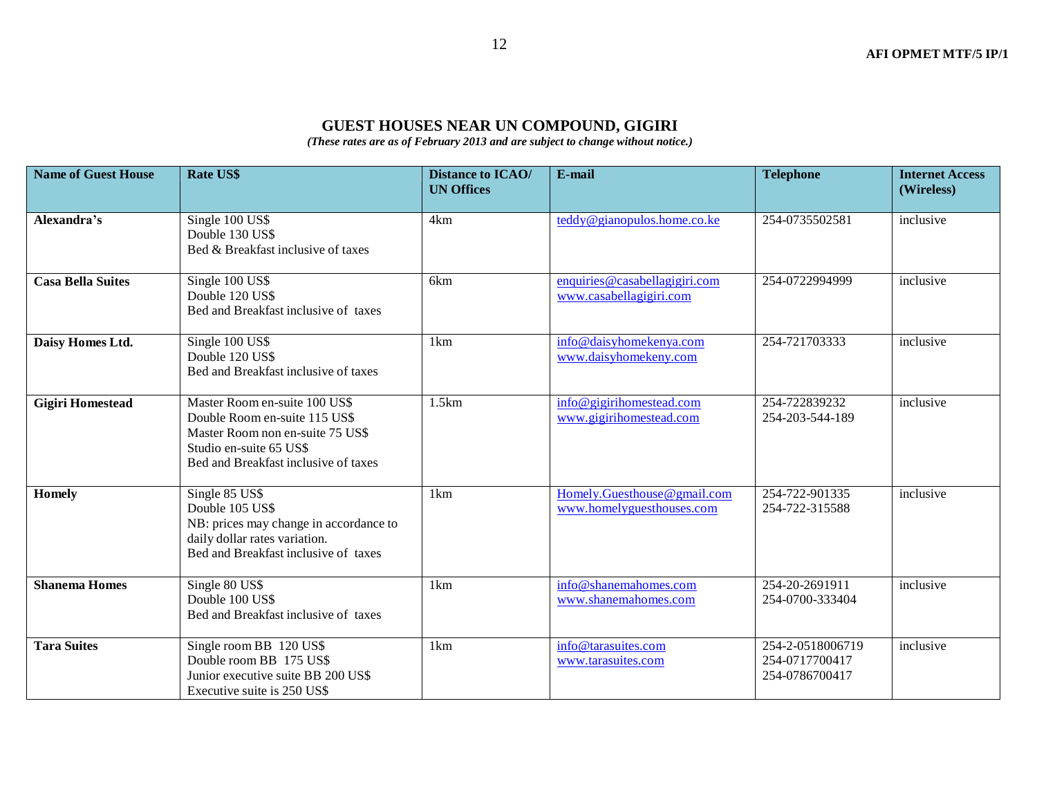## GUEST HOUSES NEAR UN COMPOUND, GIGIRI

***(These rates are as of February 2013 and are subject to change without notice.)***

| Name of Guest House | Rate US$ | Distance to ICAO/ UN Offices | E-mail | Telephone | Internet Access (Wireless) |
|---|---|---|---|---|---|
| **Alexandra's** | Single 100 US$<br>Double 130 US$<br>Bed & Breakfast inclusive of taxes | 4km | teddy@gianopulos.home.co.ke | 254-0735502581 | inclusive |
| **Casa Bella Suites** | Single 100 US$<br>Double 120 US$<br>Bed and Breakfast inclusive of taxes | 6km | enquiries@casabellagigiri.com<br>www.casabellagigiri.com | 254-0722994999 | inclusive |
| **Daisy Homes Ltd.** | Single 100 US$<br>Double 120 US$<br>Bed and Breakfast inclusive of taxes | 1km | info@daisyhomekenya.com<br>www.daisyhomekeny.com | 254-721703333 | inclusive |
| **Gigiri Homestead** | Master Room en-suite 100 US$<br>Double Room en-suite 115 US$<br>Master Room non en-suite 75 US$<br>Studio en-suite 65 US$<br>Bed and Breakfast inclusive of taxes | 1.5km | info@gigirihomestead.com<br>www.gigirihomestead.com | 254-722839232<br>254-203-544-189 | inclusive |
| **Homely** | Single 85 US$<br>Double 105 US$<br>NB: prices may change in accordance to daily dollar rates variation.<br>Bed and Breakfast inclusive of taxes | 1km | Homely.Guesthouse@gmail.com<br>www.homelyguesthouses.com | 254-722-901335<br>254-722-315588 | inclusive |
| **Shanema Homes** | Single 80 US$<br>Double 100 US$<br>Bed and Breakfast inclusive of taxes | 1km | info@shanemahomes.com<br>www.shanemahomes.com | 254-20-2691911<br>254-0700-333404 | inclusive |
| **Tara Suites** | Single room BB 120 US$<br>Double room BB 175 US$<br>Junior executive suite BB 200 US$<br>Executive suite is 250 US$ | 1km | info@tarasuites.com<br>www.tarasuites.com | 254-2-0518006719<br>254-0717700417<br>254-0786700417 | inclusive |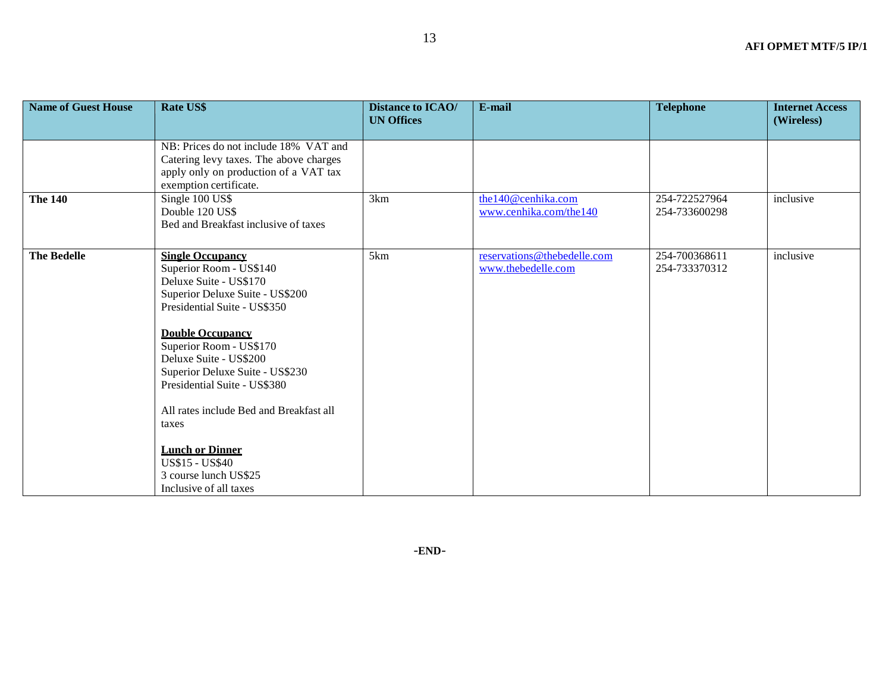| Name of Guest House | Rate US$ | Distance to ICAO/ UN Offices | E-mail | Telephone | Internet Access (Wireless) |
|---|---|---|---|---|---|
| | NB: Prices do not include 18% VAT and Catering levy taxes. The above charges apply only on production of a VAT tax exemption certificate. | | | | |
| **The 140** | Single 100 US$<br>Double 120 US$<br>Bed and Breakfast inclusive of taxes | 3km | the140@cenhika.com<br>www.cenhika.com/the140 | 254-722527964<br>254-733600298 | inclusive |
| **The Bedelle** | **Single Occupancy**<br>Superior Room - US$140<br>Deluxe Suite - US$170<br>Superior Deluxe Suite - US$200<br>Presidential Suite - US$350<br><br>**Double Occupancy**<br>Superior Room - US$170<br>Deluxe Suite - US$200<br>Superior Deluxe Suite - US$230<br>Presidential Suite - US$380<br><br>All rates include Bed and Breakfast all taxes<br><br>**Lunch or Dinner**<br>US$15 - US$40<br>3 course lunch US$25<br>Inclusive of all taxes | 5km | reservations@thebedelle.com<br>www.thebedelle.com | 254-700368611<br>254-733370312 | inclusive |

-END-